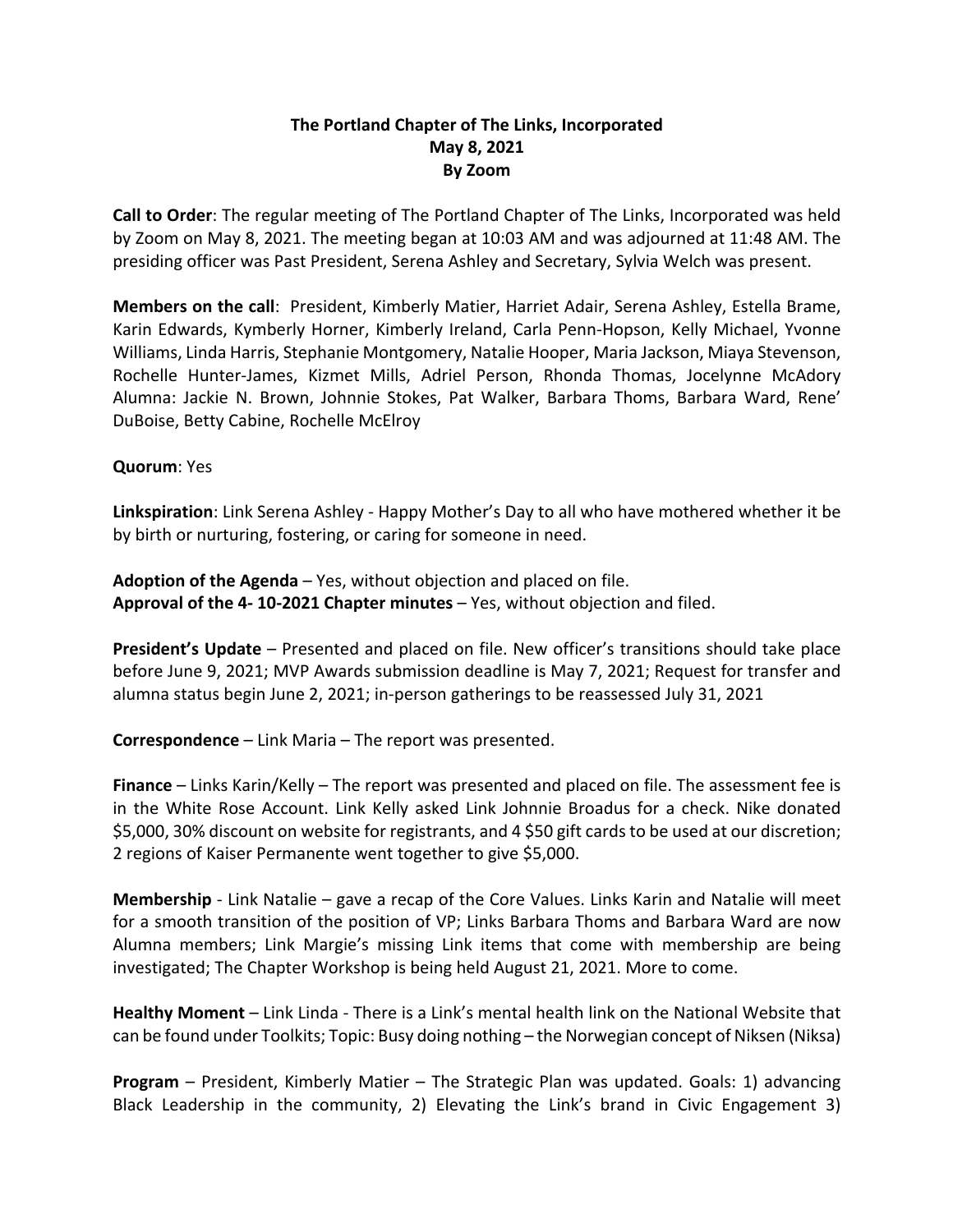**The Portland Chapter of The Links, Incorporated**
**May 8, 2021**
**By Zoom**

**Call to Order**: The regular meeting of The Portland Chapter of The Links, Incorporated was held by Zoom on May 8, 2021. The meeting began at 10:03 AM and was adjourned at 11:48 AM. The presiding officer was Past President, Serena Ashley and Secretary, Sylvia Welch was present.

**Members on the call**: President, Kimberly Matier, Harriet Adair, Serena Ashley, Estella Brame, Karin Edwards, Kymberly Horner, Kimberly Ireland, Carla Penn-Hopson, Kelly Michael, Yvonne Williams, Linda Harris, Stephanie Montgomery, Natalie Hooper, Maria Jackson, Miaya Stevenson, Rochelle Hunter-James, Kizmet Mills, Adriel Person, Rhonda Thomas, Jocelynne McAdory Alumna: Jackie N. Brown, Johnnie Stokes, Pat Walker, Barbara Thoms, Barbara Ward, Rene' DuBoise, Betty Cabine, Rochelle McElroy

**Quorum**: Yes

**Linkspiration**: Link Serena Ashley - Happy Mother's Day to all who have mothered whether it be by birth or nurturing, fostering, or caring for someone in need.

**Adoption of the Agenda** – Yes, without objection and placed on file.
**Approval of the 4- 10-2021 Chapter minutes** – Yes, without objection and filed.

**President's Update** – Presented and placed on file. New officer's transitions should take place before June 9, 2021; MVP Awards submission deadline is May 7, 2021; Request for transfer and alumna status begin June 2, 2021; in-person gatherings to be reassessed July 31, 2021

**Correspondence** – Link Maria – The report was presented.

**Finance** – Links Karin/Kelly – The report was presented and placed on file. The assessment fee is in the White Rose Account. Link Kelly asked Link Johnnie Broadus for a check. Nike donated $5,000, 30% discount on website for registrants, and 4 $50 gift cards to be used at our discretion; 2 regions of Kaiser Permanente went together to give $5,000.

**Membership** - Link Natalie – gave a recap of the Core Values. Links Karin and Natalie will meet for a smooth transition of the position of VP; Links Barbara Thoms and Barbara Ward are now Alumna members; Link Margie's missing Link items that come with membership are being investigated; The Chapter Workshop is being held August 21, 2021. More to come.

**Healthy Moment** – Link Linda - There is a Link's mental health link on the National Website that can be found under Toolkits; Topic: Busy doing nothing – the Norwegian concept of Niksen (Niksa)

**Program** – President, Kimberly Matier – The Strategic Plan was updated. Goals: 1) advancing Black Leadership in the community, 2) Elevating the Link's brand in Civic Engagement 3)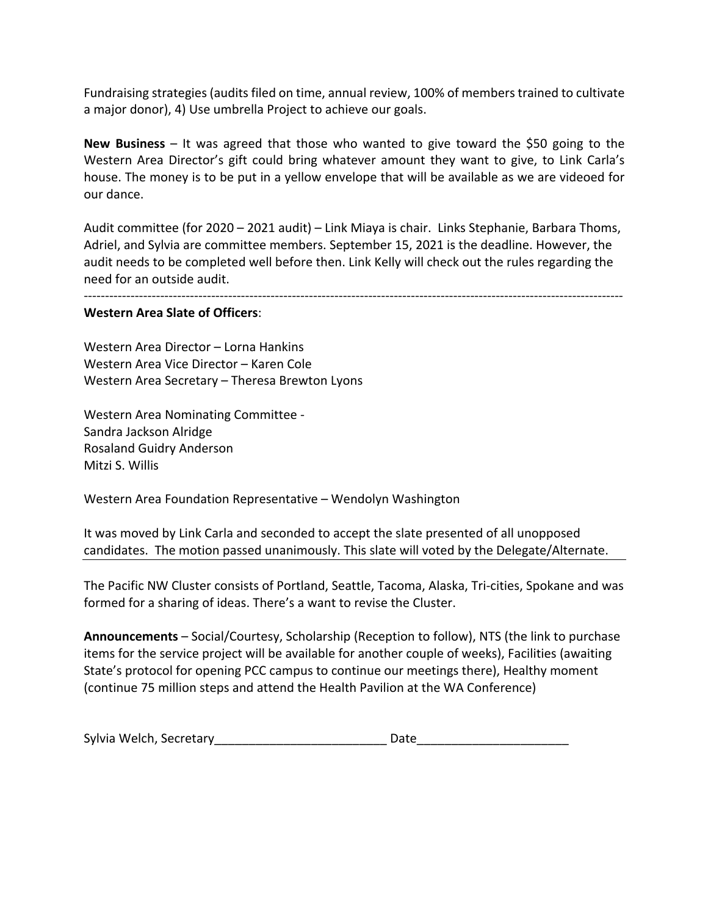Fundraising strategies (audits filed on time, annual review, 100% of members trained to cultivate a major donor), 4) Use umbrella Project to achieve our goals.

**New Business** – It was agreed that those who wanted to give toward the $50 going to the Western Area Director's gift could bring whatever amount they want to give, to Link Carla's house. The money is to be put in a yellow envelope that will be available as we are videoed for our dance.

Audit committee (for 2020 – 2021 audit) – Link Miaya is chair. Links Stephanie, Barbara Thoms, Adriel, and Sylvia are committee members. September 15, 2021 is the deadline. However, the audit needs to be completed well before then. Link Kelly will check out the rules regarding the need for an outside audit.

---

**Western Area Slate of Officers**:

Western Area Director – Lorna Hankins
Western Area Vice Director – Karen Cole
Western Area Secretary – Theresa Brewton Lyons

Western Area Nominating Committee -
Sandra Jackson Alridge
Rosaland Guidry Anderson
Mitzi S. Willis

Western Area Foundation Representative – Wendolyn Washington

It was moved by Link Carla and seconded to accept the slate presented of all unopposed candidates. The motion passed unanimously. This slate will voted by the Delegate/Alternate.

---

The Pacific NW Cluster consists of Portland, Seattle, Tacoma, Alaska, Tri-cities, Spokane and was formed for a sharing of ideas. There's a want to revise the Cluster.

**Announcements** – Social/Courtesy, Scholarship (Reception to follow), NTS (the link to purchase items for the service project will be available for another couple of weeks), Facilities (awaiting State's protocol for opening PCC campus to continue our meetings there), Healthy moment (continue 75 million steps and attend the Health Pavilion at the WA Conference)

Sylvia Welch, Secretary_________________________ Date______________________